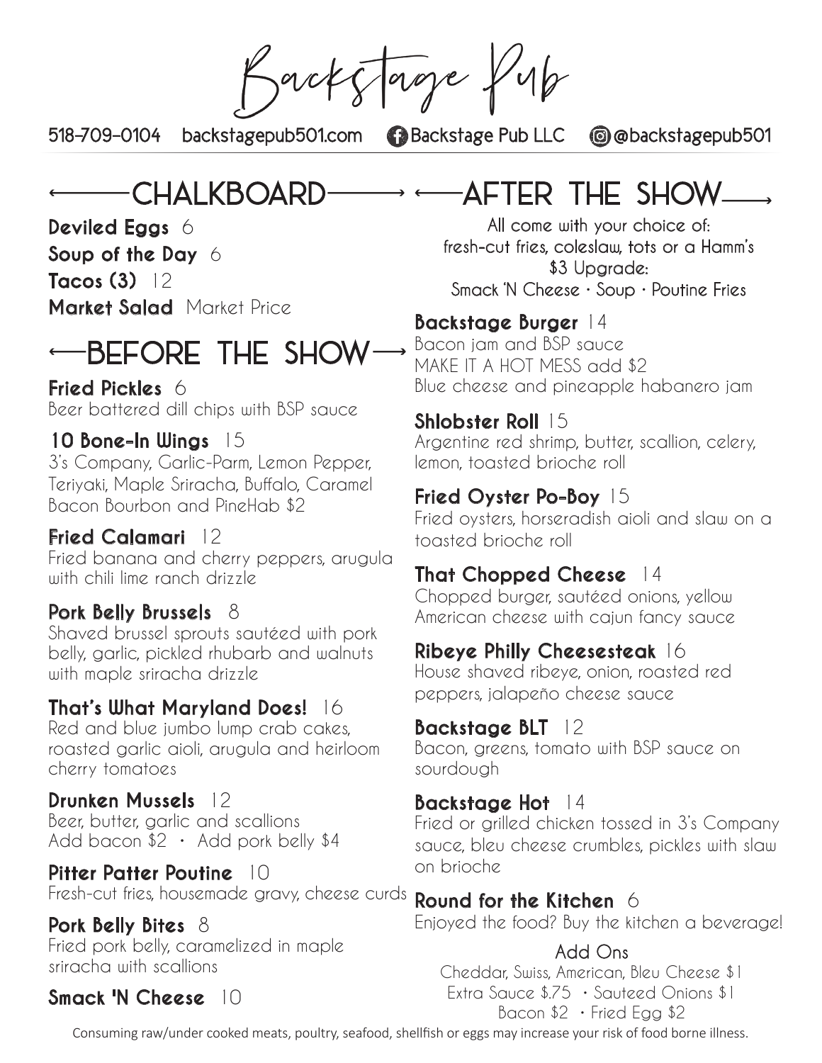# Backstage Pub

518-709-0104 backstagepub501.com Backstage Pub LLC @backstagepub501

## CHALKBOARD

**Deviled Eggs** 6

**Soup of the Day** 6

**Tacos (3)** 12

**Market Salad** Market Price

## BEFORE THE SHOW

**Fried Pickles** 6
Beer battered dill chips with BSP sauce

**10 Bone-In Wings** 15
3's Company, Garlic-Parm, Lemon Pepper, Teriyaki, Maple Sriracha, Buffalo, Caramel Bacon Bourbon and PineHab $2

**Fried Calamari** 12
Fried banana and cherry peppers, arugula with chili lime ranch drizzle

**Pork Belly Brussels** 8
Shaved brussel sprouts sautéed with pork belly, garlic, pickled rhubarb and walnuts with maple sriracha drizzle

**That's What Maryland Does!** 16
Red and blue jumbo lump crab cakes, roasted garlic aioli, arugula and heirloom cherry tomatoes

**Drunken Mussels** 12
Beer, butter, garlic and scallions
Add bacon $2 · Add pork belly $4

**Pitter Patter Poutine** 10
Fresh-cut fries, housemade gravy, cheese curds

**Pork Belly Bites** 8
Fried pork belly, caramelized in maple sriracha with scallions

**Smack 'N Cheese** 10

## AFTER THE SHOW

All come with your choice of:
fresh-cut fries, coleslaw, tots or a Hamm's
$3 Upgrade:
Smack 'N Cheese · Soup · Poutine Fries

**Backstage Burger** 14
Bacon jam and BSP sauce
MAKE IT A HOT MESS add $2
Blue cheese and pineapple habanero jam

**Shlobster Roll** 15
Argentine red shrimp, butter, scallion, celery, lemon, toasted brioche roll

**Fried Oyster Po-Boy** 15
Fried oysters, horseradish aioli and slaw on a toasted brioche roll

**That Chopped Cheese** 14
Chopped burger, sautéed onions, yellow American cheese with cajun fancy sauce

**Ribeye Philly Cheesesteak** 16
House shaved ribeye, onion, roasted red peppers, jalapeño cheese sauce

**Backstage BLT** 12
Bacon, greens, tomato with BSP sauce on sourdough

**Backstage Hot** 14
Fried or grilled chicken tossed in 3's Company sauce, bleu cheese crumbles, pickles with slaw on brioche

**Round for the Kitchen** 6
Enjoyed the food? Buy the kitchen a beverage!

### Add Ons

Cheddar, Swiss, American, Bleu Cheese $1
Extra Sauce $.75 · Sauteed Onions $1
Bacon $2 · Fried Egg $2

Consuming raw/under cooked meats, poultry, seafood, shellfish or eggs may increase your risk of food borne illness.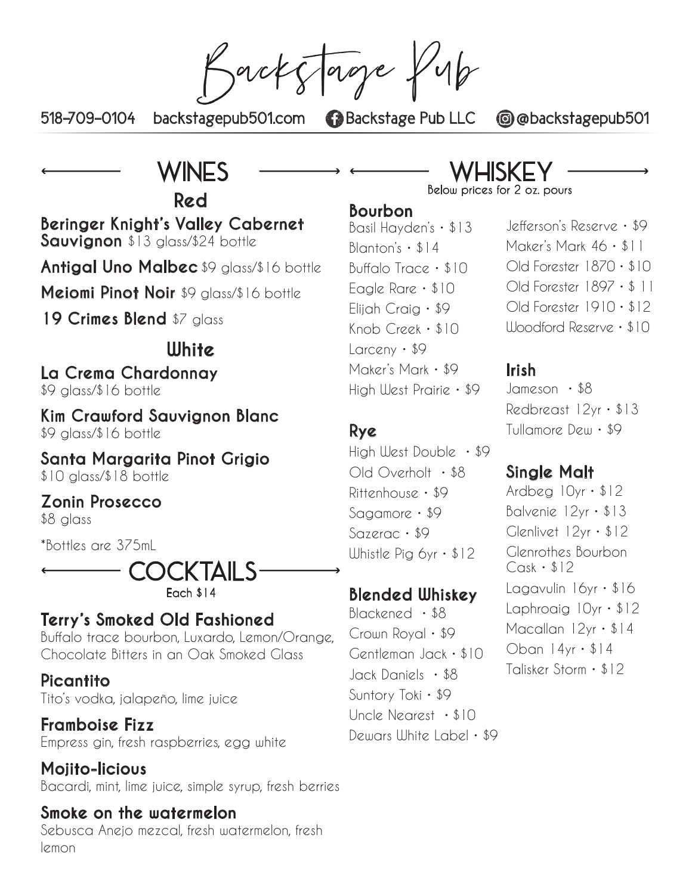# Backstage Pub

518-709-0104 backstagepub501.com Backstage Pub LLC @backstagepub501

## WINES

### Red

**Beringer Knight's Valley Cabernet Sauvignon** $13 glass/$24 bottle

**Antigal Uno Malbec** $9 glass/$16 bottle

**Meiomi Pinot Noir** $9 glass/$16 bottle

**19 Crimes Blend** $7 glass

### White

**La Crema Chardonnay**
$9 glass/$16 bottle

**Kim Crawford Sauvignon Blanc**
$9 glass/$16 bottle

**Santa Margarita Pinot Grigio**
$10 glass/$18 bottle

**Zonin Prosecco**
$8 glass

*Bottles are 375mL

## COCKTAILS

Each $14

**Terry's Smoked Old Fashioned**
Buffalo trace bourbon, Luxardo, Lemon/Orange, Chocolate Bitters in an Oak Smoked Glass

**Picantito**
Tito's vodka, jalapeño, lime juice

**Framboise Fizz**
Empress gin, fresh raspberries, egg white

**Mojito-licious**
Bacardi, mint, lime juice, simple syrup, fresh berries

**Smoke on the watermelon**
Sebusca Anejo mezcal, fresh watermelon, fresh lemon

## WHISKEY

Below prices for 2 oz. pours

### Bourbon

- Basil Hayden's • $13
- Blanton's • $14
- Buffalo Trace • $10
- Eagle Rare • $10
- Elijah Craig • $9
- Knob Creek • $10
- Larceny • $9
- Maker's Mark • $9
- High West Prairie • $9
- Jefferson's Reserve • $9
- Maker's Mark 46 • $11
- Old Forester 1870 • $10
- Old Forester 1897 • $ 11
- Old Forester 1910 • $12
- Woodford Reserve • $10

### Rye

- High West Double • $9
- Old Overholt • $8
- Rittenhouse • $9
- Sagamore • $9
- Sazerac • $9
- Whistle Pig 6yr • $12

### Blended Whiskey

- Blackened • $8
- Crown Royal • $9
- Gentleman Jack • $10
- Jack Daniels • $8
- Suntory Toki • $9
- Uncle Nearest • $10
- Dewars White Label • $9

### Irish

- Jameson • $8
- Redbreast 12yr • $13
- Tullamore Dew • $9

### Single Malt

- Ardbeg 10yr • $12
- Balvenie 12yr • $13
- Glenlivet 12yr • $12
- Glenrothes Bourbon Cask • $12
- Lagavulin 16yr • $16
- Laphroaig 10yr • $12
- Macallan 12yr • $14
- Oban 14yr • $14
- Talisker Storm • $12